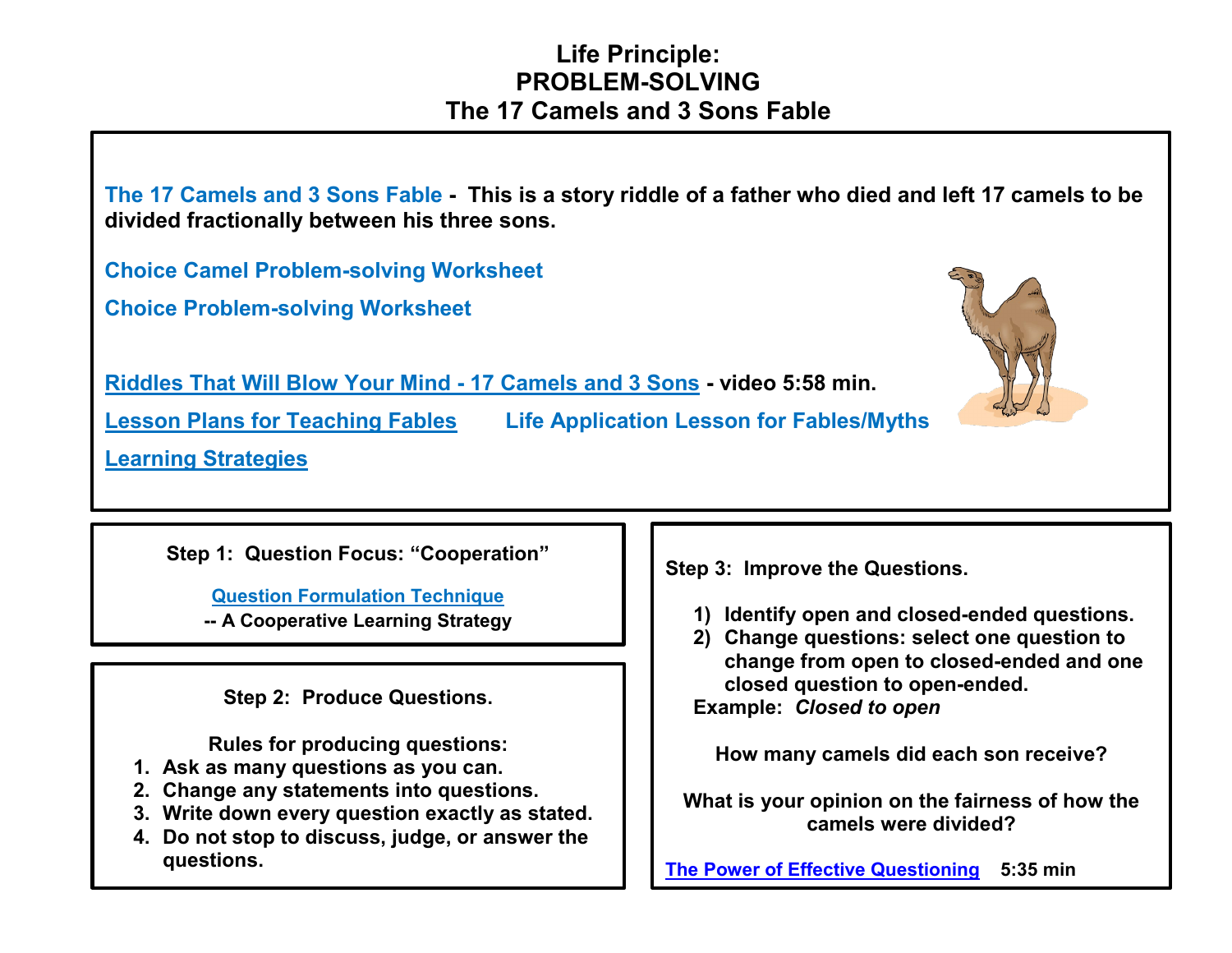# Life Principle:
# PROBLEM-SOLVING
# The 17 Camels and 3 Sons Fable

**The 17 Camels and 3 Sons Fable - This is a story riddle of a father who died and left 17 camels to be divided fractionally between his three sons.**

**Choice Camel Problem-solving Worksheet**

**Choice Problem-solving Worksheet**

**Riddles That Will Blow Your Mind - 17 Camels and 3 Sons - video 5:58 min.**

**Lesson Plans for Teaching Fables** **Life Application Lesson for Fables/Myths**

**Learning Strategies**

**Step 1: Question Focus: "Cooperation"**

**Question Formulation Technique**
**-- A Cooperative Learning Strategy**

**Step 2: Produce Questions.**

**Rules for producing questions:**

1. **Ask as many questions as you can.**
2. **Change any statements into questions.**
3. **Write down every question exactly as stated.**
4. **Do not stop to discuss, judge, or answer the questions.**

**Step 3: Improve the Questions.**

1) **Identify open and closed-ended questions.**
2) **Change questions: select one question to change from open to closed-ended and one closed question to open-ended.**

**Example:** ***Closed to open***

**How many camels did each son receive?**

**What is your opinion on the fairness of how the camels were divided?**

**The Power of Effective Questioning** **5:35 min**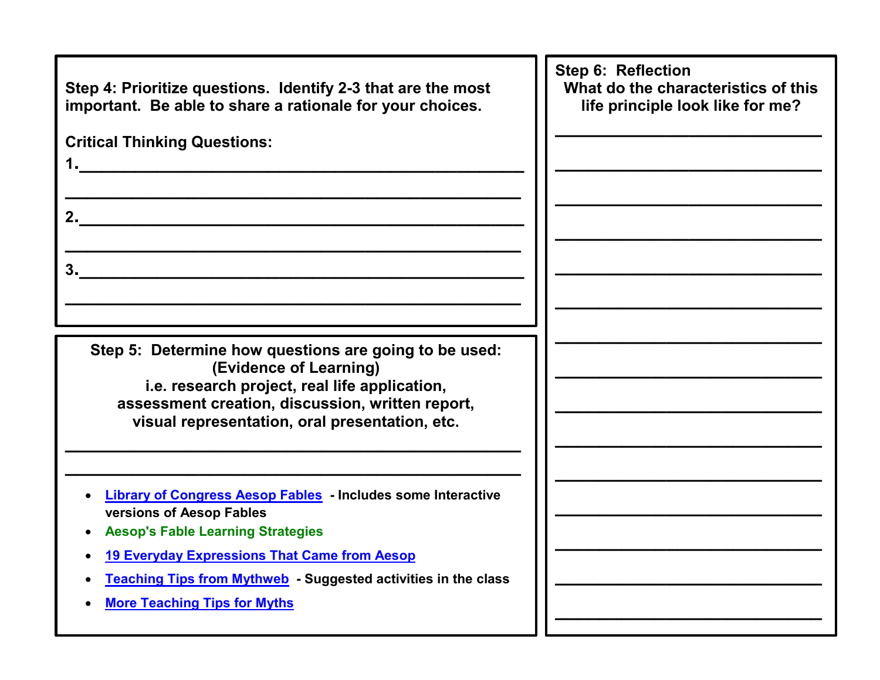**Step 4: Prioritize questions. Identify 2-3 that are the most important. Be able to share a rationale for your choices.**

**Critical Thinking Questions:**

**1.**\_\_\_\_\_\_\_\_\_\_\_\_\_\_\_\_\_\_\_\_\_\_\_\_\_\_\_\_\_\_\_\_\_\_\_\_\_\_\_\_\_\_\_\_\_\_\_\_

\_\_\_\_\_\_\_\_\_\_\_\_\_\_\_\_\_\_\_\_\_\_\_\_\_\_\_\_\_\_\_\_\_\_\_\_\_\_\_\_\_\_\_\_\_\_\_\_\_\_

**2.**\_\_\_\_\_\_\_\_\_\_\_\_\_\_\_\_\_\_\_\_\_\_\_\_\_\_\_\_\_\_\_\_\_\_\_\_\_\_\_\_\_\_\_\_\_\_\_\_

\_\_\_\_\_\_\_\_\_\_\_\_\_\_\_\_\_\_\_\_\_\_\_\_\_\_\_\_\_\_\_\_\_\_\_\_\_\_\_\_\_\_\_\_\_\_\_\_\_\_

**3.**\_\_\_\_\_\_\_\_\_\_\_\_\_\_\_\_\_\_\_\_\_\_\_\_\_\_\_\_\_\_\_\_\_\_\_\_\_\_\_\_\_\_\_\_\_\_\_\_

\_\_\_\_\_\_\_\_\_\_\_\_\_\_\_\_\_\_\_\_\_\_\_\_\_\_\_\_\_\_\_\_\_\_\_\_\_\_\_\_\_\_\_\_\_\_\_\_\_\_

**Step 5: Determine how questions are going to be used: (Evidence of Learning) i.e. research project, real life application, assessment creation, discussion, written report, visual representation, oral presentation, etc.**

\_\_\_\_\_\_\_\_\_\_\_\_\_\_\_\_\_\_\_\_\_\_\_\_\_\_\_\_\_\_\_\_\_\_\_\_\_\_\_\_\_\_\_\_\_\_\_\_\_\_

\_\_\_\_\_\_\_\_\_\_\_\_\_\_\_\_\_\_\_\_\_\_\_\_\_\_\_\_\_\_\_\_\_\_\_\_\_\_\_\_\_\_\_\_\_\_\_\_\_\_

- **Library of Congress Aesop Fables** - Includes some Interactive versions of Aesop Fables
- **Aesop's Fable Learning Strategies**
- **19 Everyday Expressions That Came from Aesop**
- **Teaching Tips from Mythweb** - Suggested activities in the class
- **More Teaching Tips for Myths**

**Step 6: Reflection**
**What do the characteristics of this life principle look like for me?**

\_\_\_\_\_\_\_\_\_\_\_\_\_\_\_\_\_\_\_\_\_\_\_\_\_\_\_\_\_\_\_\_

\_\_\_\_\_\_\_\_\_\_\_\_\_\_\_\_\_\_\_\_\_\_\_\_\_\_\_\_\_\_\_\_

\_\_\_\_\_\_\_\_\_\_\_\_\_\_\_\_\_\_\_\_\_\_\_\_\_\_\_\_\_\_\_\_

\_\_\_\_\_\_\_\_\_\_\_\_\_\_\_\_\_\_\_\_\_\_\_\_\_\_\_\_\_\_\_\_

\_\_\_\_\_\_\_\_\_\_\_\_\_\_\_\_\_\_\_\_\_\_\_\_\_\_\_\_\_\_\_\_

\_\_\_\_\_\_\_\_\_\_\_\_\_\_\_\_\_\_\_\_\_\_\_\_\_\_\_\_\_\_\_\_

\_\_\_\_\_\_\_\_\_\_\_\_\_\_\_\_\_\_\_\_\_\_\_\_\_\_\_\_\_\_\_\_

\_\_\_\_\_\_\_\_\_\_\_\_\_\_\_\_\_\_\_\_\_\_\_\_\_\_\_\_\_\_\_\_

\_\_\_\_\_\_\_\_\_\_\_\_\_\_\_\_\_\_\_\_\_\_\_\_\_\_\_\_\_\_\_\_

\_\_\_\_\_\_\_\_\_\_\_\_\_\_\_\_\_\_\_\_\_\_\_\_\_\_\_\_\_\_\_\_

\_\_\_\_\_\_\_\_\_\_\_\_\_\_\_\_\_\_\_\_\_\_\_\_\_\_\_\_\_\_\_\_

\_\_\_\_\_\_\_\_\_\_\_\_\_\_\_\_\_\_\_\_\_\_\_\_\_\_\_\_\_\_\_\_

\_\_\_\_\_\_\_\_\_\_\_\_\_\_\_\_\_\_\_\_\_\_\_\_\_\_\_\_\_\_\_\_

\_\_\_\_\_\_\_\_\_\_\_\_\_\_\_\_\_\_\_\_\_\_\_\_\_\_\_\_\_\_\_\_

\_\_\_\_\_\_\_\_\_\_\_\_\_\_\_\_\_\_\_\_\_\_\_\_\_\_\_\_\_\_\_\_